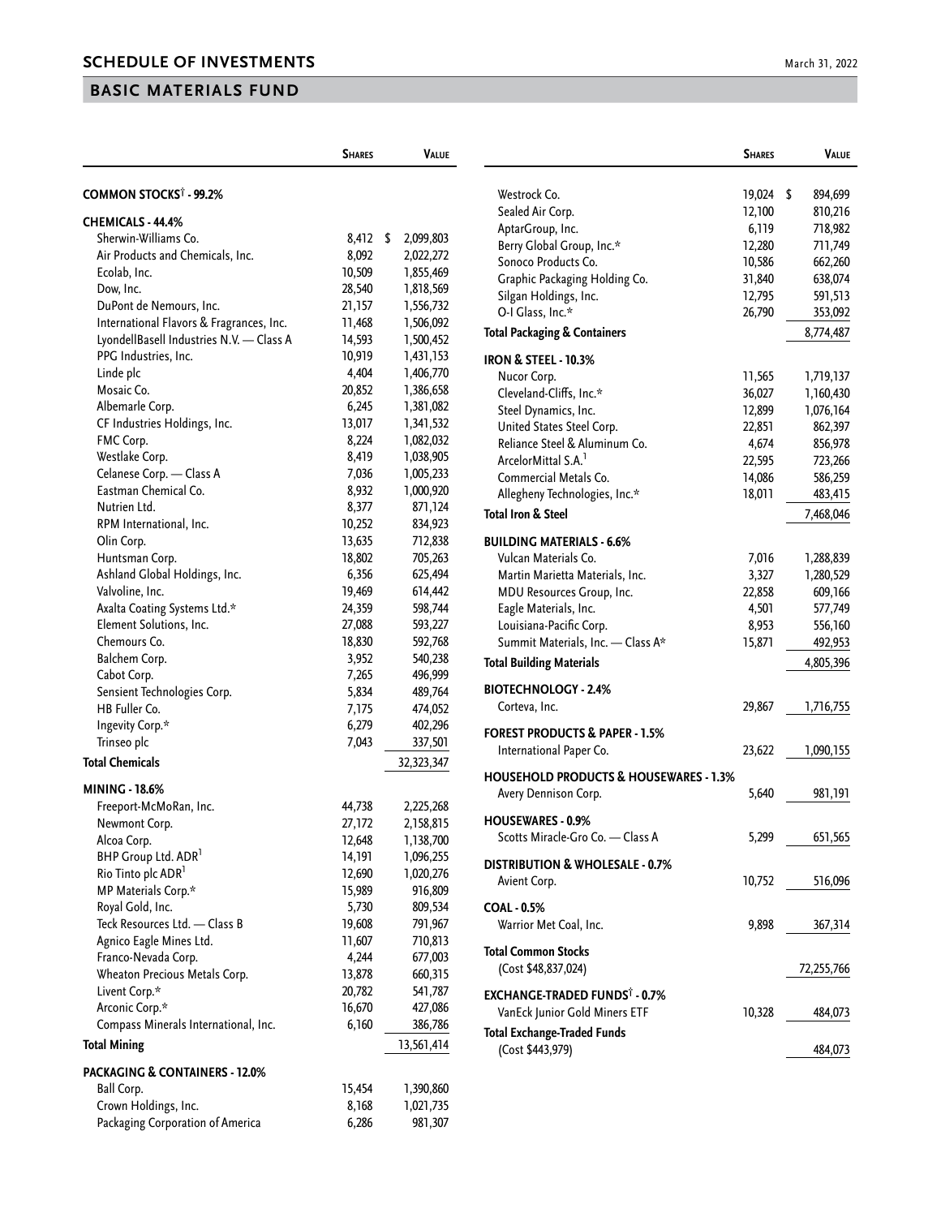## SCHEDULE OF INVESTMENTS

## BASIC MATERIALS FUND

| | Shares | Value |
|---|---|---|
| **COMMON STOCKS† - 99.2%** | | |
| **CHEMICALS - 44.4%** | | |
| Sherwin-Williams Co. | 8,412 | $ 2,099,803 |
| Air Products and Chemicals, Inc. | 8,092 | 2,022,272 |
| Ecolab, Inc. | 10,509 | 1,855,469 |
| Dow, Inc. | 28,540 | 1,818,569 |
| DuPont de Nemours, Inc. | 21,157 | 1,556,732 |
| International Flavors & Fragrances, Inc. | 11,468 | 1,506,092 |
| LyondellBasell Industries N.V. — Class A | 14,593 | 1,500,452 |
| PPG Industries, Inc. | 10,919 | 1,431,153 |
| Linde plc | 4,404 | 1,406,770 |
| Mosaic Co. | 20,852 | 1,386,658 |
| Albemarle Corp. | 6,245 | 1,381,082 |
| CF Industries Holdings, Inc. | 13,017 | 1,341,532 |
| FMC Corp. | 8,224 | 1,082,032 |
| Westlake Corp. | 8,419 | 1,038,905 |
| Celanese Corp. — Class A | 7,036 | 1,005,233 |
| Eastman Chemical Co. | 8,932 | 1,000,920 |
| Nutrien Ltd. | 8,377 | 871,124 |
| RPM International, Inc. | 10,252 | 834,923 |
| Olin Corp. | 13,635 | 712,838 |
| Huntsman Corp. | 18,802 | 705,263 |
| Ashland Global Holdings, Inc. | 6,356 | 625,494 |
| Valvoline, Inc. | 19,469 | 614,442 |
| Axalta Coating Systems Ltd.* | 24,359 | 598,744 |
| Element Solutions, Inc. | 27,088 | 593,227 |
| Chemours Co. | 18,830 | 592,768 |
| Balchem Corp. | 3,952 | 540,238 |
| Cabot Corp. | 7,265 | 496,999 |
| Sensient Technologies Corp. | 5,834 | 489,764 |
| HB Fuller Co. | 7,175 | 474,052 |
| Ingevity Corp.* | 6,279 | 402,296 |
| Trinseo plc | 7,043 | 337,501 |
| **Total Chemicals** | | 32,323,347 |
| **MINING - 18.6%** | | |
| Freeport-McMoRan, Inc. | 44,738 | 2,225,268 |
| Newmont Corp. | 27,172 | 2,158,815 |
| Alcoa Corp. | 12,648 | 1,138,700 |
| BHP Group Ltd. ADR[1] | 14,191 | 1,096,255 |
| Rio Tinto plc ADR[1] | 12,690 | 1,020,276 |
| MP Materials Corp.* | 15,989 | 916,809 |
| Royal Gold, Inc. | 5,730 | 809,534 |
| Teck Resources Ltd. — Class B | 19,608 | 791,967 |
| Agnico Eagle Mines Ltd. | 11,607 | 710,813 |
| Franco-Nevada Corp. | 4,244 | 677,003 |
| Wheaton Precious Metals Corp. | 13,878 | 660,315 |
| Livent Corp.* | 20,782 | 541,787 |
| Arconic Corp.* | 16,670 | 427,086 |
| Compass Minerals International, Inc. | 6,160 | 386,786 |
| **Total Mining** | | 13,561,414 |
| **PACKAGING & CONTAINERS - 12.0%** | | |
| Ball Corp. | 15,454 | 1,390,860 |
| Crown Holdings, Inc. | 8,168 | 1,021,735 |
| Packaging Corporation of America | 6,286 | 981,307 |
| Westrock Co. | 19,024 | $ 894,699 |
| Sealed Air Corp. | 12,100 | 810,216 |
| AptarGroup, Inc. | 6,119 | 718,982 |
| Berry Global Group, Inc.* | 12,280 | 711,749 |
| Sonoco Products Co. | 10,586 | 662,260 |
| Graphic Packaging Holding Co. | 31,840 | 638,074 |
| Silgan Holdings, Inc. | 12,795 | 591,513 |
| O-I Glass, Inc.* | 26,790 | 353,092 |
| **Total Packaging & Containers** | | 8,774,487 |
| **IRON & STEEL - 10.3%** | | |
| Nucor Corp. | 11,565 | 1,719,137 |
| Cleveland-Cliffs, Inc.* | 36,027 | 1,160,430 |
| Steel Dynamics, Inc. | 12,899 | 1,076,164 |
| United States Steel Corp. | 22,851 | 862,397 |
| Reliance Steel & Aluminum Co. | 4,674 | 856,978 |
| ArcelorMittal S.A.[1] | 22,595 | 723,266 |
| Commercial Metals Co. | 14,086 | 586,259 |
| Allegheny Technologies, Inc.* | 18,011 | 483,415 |
| **Total Iron & Steel** | | 7,468,046 |
| **BUILDING MATERIALS - 6.6%** | | |
| Vulcan Materials Co. | 7,016 | 1,288,839 |
| Martin Marietta Materials, Inc. | 3,327 | 1,280,529 |
| MDU Resources Group, Inc. | 22,858 | 609,166 |
| Eagle Materials, Inc. | 4,501 | 577,749 |
| Louisiana-Pacific Corp. | 8,953 | 556,160 |
| Summit Materials, Inc. — Class A* | 15,871 | 492,953 |
| **Total Building Materials** | | 4,805,396 |
| **BIOTECHNOLOGY - 2.4%** | | |
| Corteva, Inc. | 29,867 | 1,716,755 |
| **FOREST PRODUCTS & PAPER - 1.5%** | | |
| International Paper Co. | 23,622 | 1,090,155 |
| **HOUSEHOLD PRODUCTS & HOUSEWARES - 1.3%** | | |
| Avery Dennison Corp. | 5,640 | 981,191 |
| **HOUSEWARES - 0.9%** | | |
| Scotts Miracle-Gro Co. — Class A | 5,299 | 651,565 |
| **DISTRIBUTION & WHOLESALE - 0.7%** | | |
| Avient Corp. | 10,752 | 516,096 |
| **COAL - 0.5%** | | |
| Warrior Met Coal, Inc. | 9,898 | 367,314 |
| **Total Common Stocks** (Cost $48,837,024) | | 72,255,766 |
| **EXCHANGE-TRADED FUNDS† - 0.7%** | | |
| VanEck Junior Gold Miners ETF | 10,328 | 484,073 |
| **Total Exchange-Traded Funds** (Cost $443,979) | | 484,073 |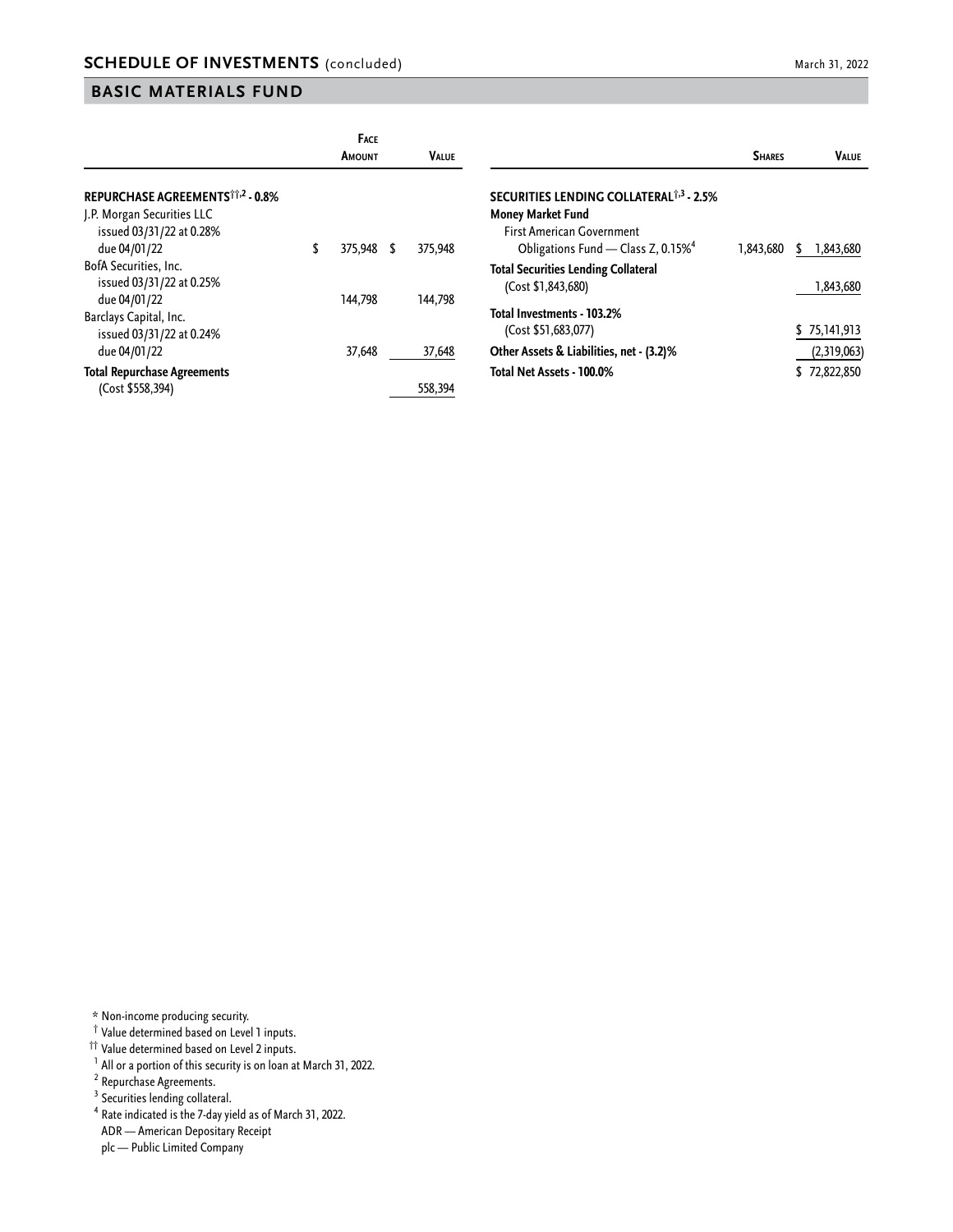## SCHEDULE OF INVESTMENTS (concluded)

## BASIC MATERIALS FUND

| | Face Amount | Value |
|---|---|---|
| **REPURCHASE AGREEMENTS††,2 - 0.8%** | | |
| J.P. Morgan Securities LLC issued 03/31/22 at 0.28% due 04/01/22 | $ 375,948 | $ 375,948 |
| BofA Securities, Inc. issued 03/31/22 at 0.25% due 04/01/22 | 144,798 | 144,798 |
| Barclays Capital, Inc. issued 03/31/22 at 0.24% due 04/01/22 | 37,648 | 37,648 |
| **Total Repurchase Agreements** (Cost $558,394) | | 558,394 |

| | Shares | Value |
|---|---|---|
| **SECURITIES LENDING COLLATERAL†,3 - 2.5%** | | |
| **Money Market Fund** | | |
| First American Government Obligations Fund — Class Z, 0.15%[4] | 1,843,680 | $ 1,843,680 |
| **Total Securities Lending Collateral** (Cost $1,843,680) | | 1,843,680 |
| **Total Investments - 103.2%** (Cost $51,683,077) | | $ 75,141,913 |
| **Other Assets & Liabilities, net - (3.2)%** | | (2,319,063) |
| **Total Net Assets - 100.0%** | | $ 72,822,850 |

\* Non-income producing security.

† Value determined based on Level 1 inputs.

†† Value determined based on Level 2 inputs.

1 All or a portion of this security is on loan at March 31, 2022.

2 Repurchase Agreements.

3 Securities lending collateral.

4 Rate indicated is the 7-day yield as of March 31, 2022.

ADR — American Depositary Receipt

plc — Public Limited Company